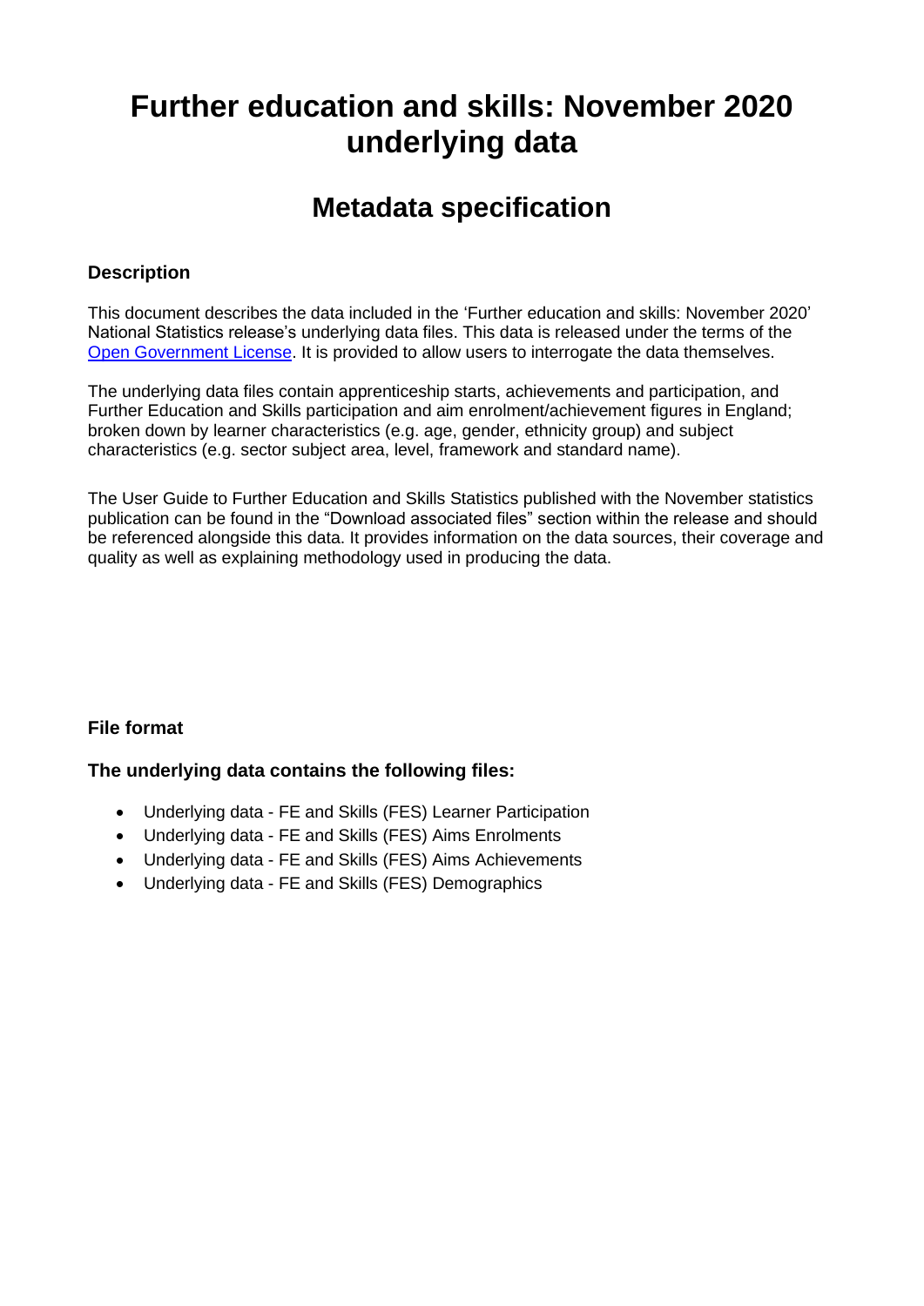# Further education and skills: November 2020 underlying data

## Metadata specification

### Description

This document describes the data included in the 'Further education and skills: November 2020' National Statistics release's underlying data files. This data is released under the terms of the [Open Government License](). It is provided to allow users to interrogate the data themselves.

The underlying data files contain apprenticeship starts, achievements and participation, and Further Education and Skills participation and aim enrolment/achievement figures in England; broken down by learner characteristics (e.g. age, gender, ethnicity group) and subject characteristics (e.g. sector subject area, level, framework and standard name).

The User Guide to Further Education and Skills Statistics published with the November statistics publication can be found in the "Download associated files" section within the release and should be referenced alongside this data. It provides information on the data sources, their coverage and quality as well as explaining methodology used in producing the data.

### File format

### The underlying data contains the following files:

- Underlying data - FE and Skills (FES) Learner Participation
- Underlying data - FE and Skills (FES) Aims Enrolments
- Underlying data - FE and Skills (FES) Aims Achievements
- Underlying data - FE and Skills (FES) Demographics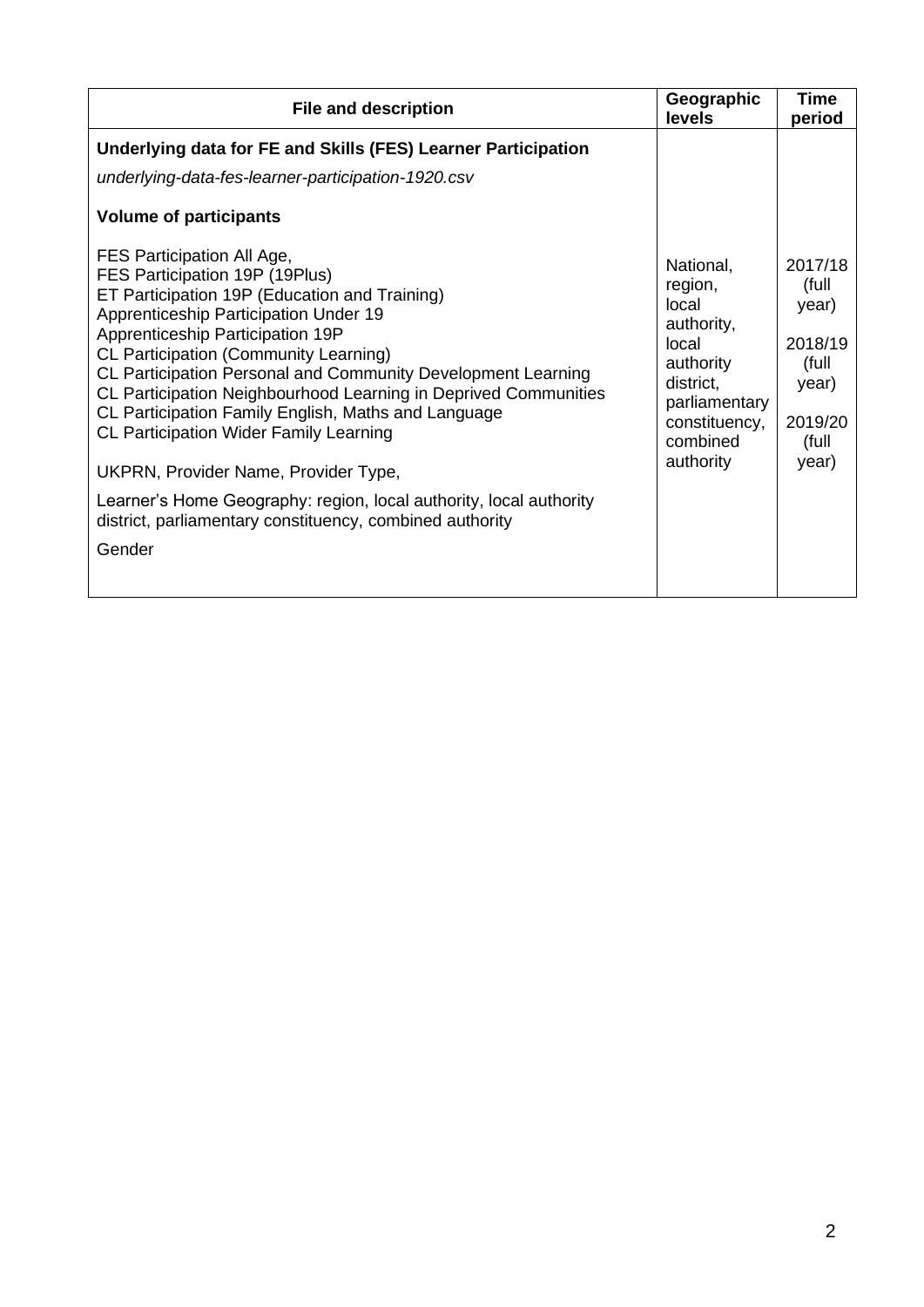| File and description | Geographic levels | Time period |
|---|---|---|
| **Underlying data for FE and Skills (FES) Learner Participation**<br>*underlying-data-fes-learner-participation-1920.csv*<br>**Volume of participants**<br>FES Participation All Age,<br>FES Participation 19P (19Plus)<br>ET Participation 19P (Education and Training)<br>Apprenticeship Participation Under 19<br>Apprenticeship Participation 19P<br>CL Participation (Community Learning)<br>CL Participation Personal and Community Development Learning<br>CL Participation Neighbourhood Learning in Deprived Communities<br>CL Participation Family English, Maths and Language<br>CL Participation Wider Family Learning<br>UKPRN, Provider Name, Provider Type,<br>Learner's Home Geography: region, local authority, local authority district, parliamentary constituency, combined authority<br>Gender | National, region, local authority, local authority district, parliamentary constituency, combined authority | 2017/18 (full year)<br>2018/19 (full year)<br>2019/20 (full year) |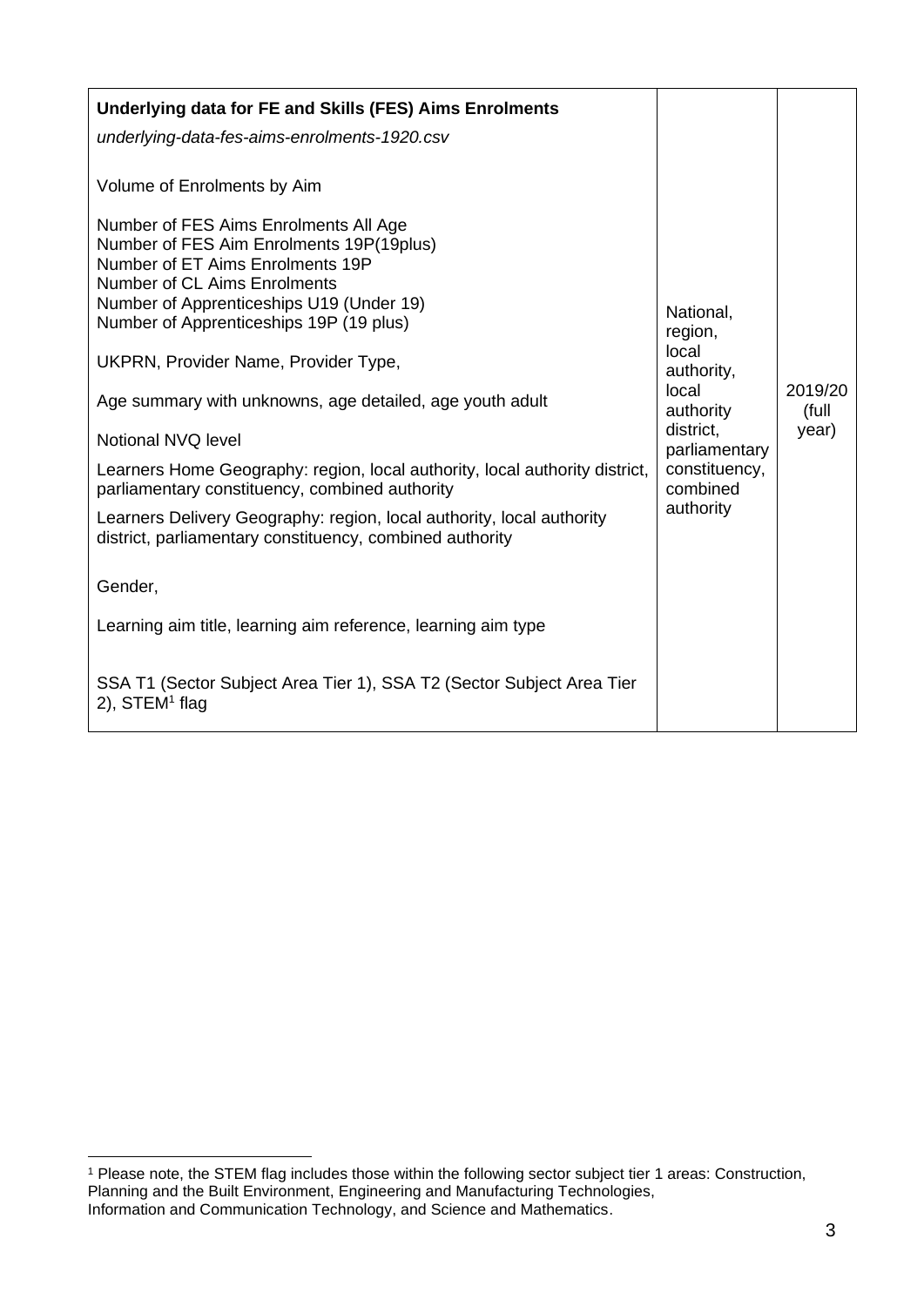| Underlying data for FE and Skills (FES) Aims Enrolments | | |
|---|---|---|
| *underlying-data-fes-aims-enrolments-1920.csv*<br><br>Volume of Enrolments by Aim<br><br>Number of FES Aims Enrolments All Age<br>Number of FES Aim Enrolments 19P(19plus)<br>Number of ET Aims Enrolments 19P<br>Number of CL Aims Enrolments<br>Number of Apprenticeships U19 (Under 19)<br>Number of Apprenticeships 19P (19 plus)<br><br>UKPRN, Provider Name, Provider Type,<br><br>Age summary with unknowns, age detailed, age youth adult<br><br>Notional NVQ level<br><br>Learners Home Geography: region, local authority, local authority district, parliamentary constituency, combined authority<br><br>Learners Delivery Geography: region, local authority, local authority district, parliamentary constituency, combined authority<br><br>Gender,<br><br>Learning aim title, learning aim reference, learning aim type<br><br>SSA T1 (Sector Subject Area Tier 1), SSA T2 (Sector Subject Area Tier 2), STEM[1] flag | National, region, local authority, local authority district, parliamentary constituency, combined authority | 2019/20 (full year) |

[1] Please note, the STEM flag includes those within the following sector subject tier 1 areas: Construction, Planning and the Built Environment, Engineering and Manufacturing Technologies, Information and Communication Technology, and Science and Mathematics.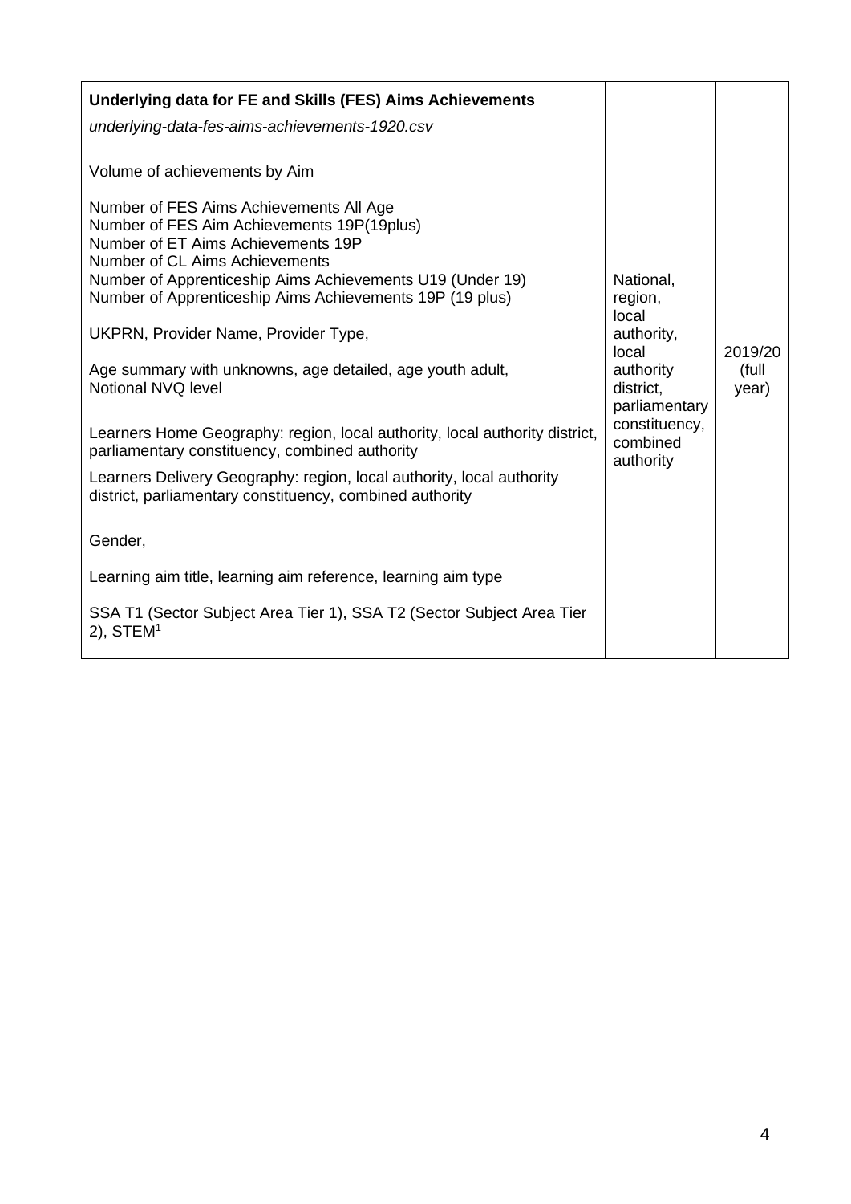| **Underlying data for FE and Skills (FES) Aims Achievements**<br>*underlying-data-fes-aims-achievements-1920.csv*<br><br>Volume of achievements by Aim<br><br>Number of FES Aims Achievements All Age<br>Number of FES Aim Achievements 19P(19plus)<br>Number of ET Aims Achievements 19P<br>Number of CL Aims Achievements<br>Number of Apprenticeship Aims Achievements U19 (Under 19)<br>Number of Apprenticeship Aims Achievements 19P (19 plus)<br><br>UKPRN, Provider Name, Provider Type,<br><br>Age summary with unknowns, age detailed, age youth adult, Notional NVQ level<br><br>Learners Home Geography: region, local authority, local authority district, parliamentary constituency, combined authority<br><br>Learners Delivery Geography: region, local authority, local authority district, parliamentary constituency, combined authority<br><br>Gender,<br><br>Learning aim title, learning aim reference, learning aim type<br><br>SSA T1 (Sector Subject Area Tier 1), SSA T2 (Sector Subject Area Tier 2), STEM[1] | National, region, local authority, local authority district, parliamentary constituency, combined authority | 2019/20 (full year) |
|---|---|---|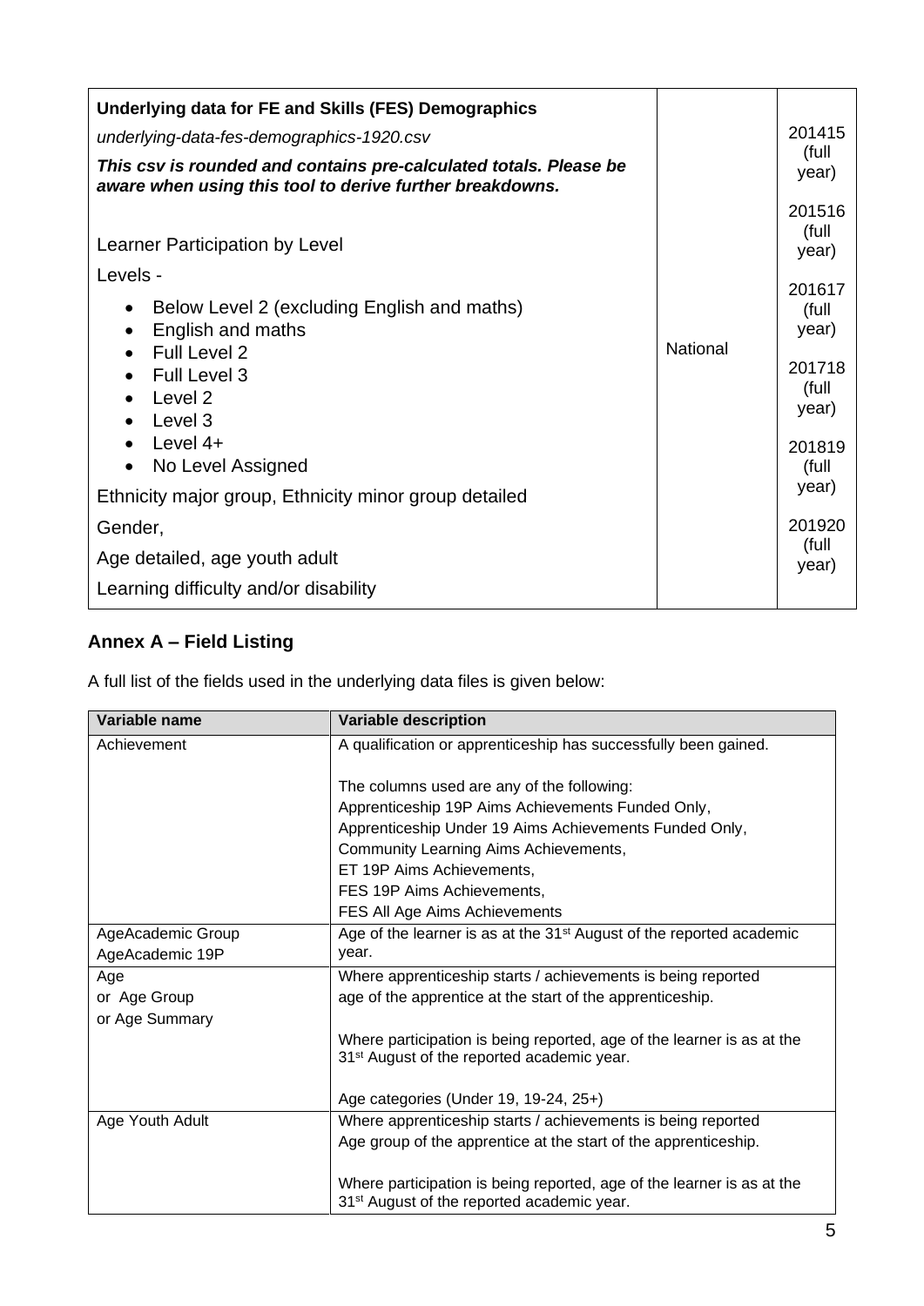| Underlying data for FE and Skills (FES) Demographics<br>*underlying-data-fes-demographics-1920.csv*<br>***This csv is rounded and contains pre-calculated totals. Please be aware when using this tool to derive further breakdowns.***<br><br>Learner Participation by Level<br>Levels -<br>• Below Level 2 (excluding English and maths)<br>• English and maths<br>• Full Level 2<br>• Full Level 3<br>• Level 2<br>• Level 3<br>• Level 4+<br>• No Level Assigned<br>Ethnicity major group, Ethnicity minor group detailed<br>Gender,<br>Age detailed, age youth adult<br>Learning difficulty and/or disability | National | 201415 (full year)<br>201516 (full year)<br>201617 (full year)<br>201718 (full year)<br>201819 (full year)<br>201920 (full year) |
|---|---|---|

## Annex A – Field Listing

A full list of the fields used in the underlying data files is given below:

| Variable name | Variable description |
|---|---|
| Achievement | A qualification or apprenticeship has successfully been gained.<br><br>The columns used are any of the following:<br>Apprenticeship 19P Aims Achievements Funded Only,<br>Apprenticeship Under 19 Aims Achievements Funded Only,<br>Community Learning Aims Achievements,<br>ET 19P Aims Achievements,<br>FES 19P Aims Achievements,<br>FES All Age Aims Achievements |
| AgeAcademic Group<br>AgeAcademic 19P | Age of the learner is as at the 31st August of the reported academic year. |
| Age<br>or Age Group<br>or Age Summary | Where apprenticeship starts / achievements is being reported age of the apprentice at the start of the apprenticeship.<br><br>Where participation is being reported, age of the learner is as at the 31st August of the reported academic year.<br><br>Age categories (Under 19, 19-24, 25+) |
| Age Youth Adult | Where apprenticeship starts / achievements is being reported Age group of the apprentice at the start of the apprenticeship.<br><br>Where participation is being reported, age of the learner is as at the 31st August of the reported academic year. |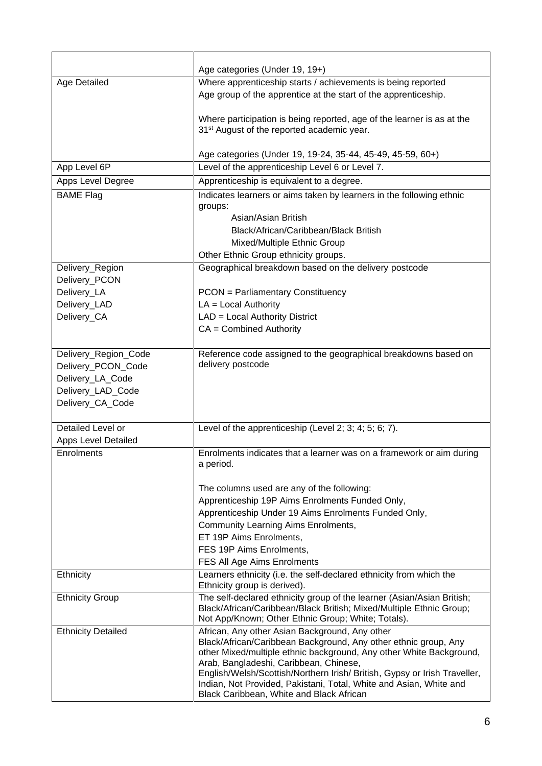| | |
|---|---|
| | Age categories (Under 19, 19+) |
| Age Detailed | Where apprenticeship starts / achievements is being reported<br>Age group of the apprentice at the start of the apprenticeship.<br><br>Where participation is being reported, age of the learner is as at the 31st August of the reported academic year.<br><br>Age categories (Under 19, 19-24, 35-44, 45-49, 45-59, 60+) |
| App Level 6P | Level of the apprenticeship Level 6 or Level 7. |
| Apps Level Degree | Apprenticeship is equivalent to a degree. |
| BAME Flag | Indicates learners or aims taken by learners in the following ethnic groups:<br>Asian/Asian British<br>Black/African/Caribbean/Black British<br>Mixed/Multiple Ethnic Group<br>Other Ethnic Group ethnicity groups. |
| Delivery_Region<br>Delivery_PCON<br>Delivery_LA<br>Delivery_LAD<br>Delivery_CA | Geographical breakdown based on the delivery postcode<br><br>PCON = Parliamentary Constituency<br>LA = Local Authority<br>LAD = Local Authority District<br>CA = Combined Authority |
| Delivery_Region_Code<br>Delivery_PCON_Code<br>Delivery_LA_Code<br>Delivery_LAD_Code<br>Delivery_CA_Code | Reference code assigned to the geographical breakdowns based on delivery postcode |
| Detailed Level or<br>Apps Level Detailed | Level of the apprenticeship (Level 2; 3; 4; 5; 6; 7). |
| Enrolments | Enrolments indicates that a learner was on a framework or aim during a period.<br><br>The columns used are any of the following:<br>Apprenticeship 19P Aims Enrolments Funded Only,<br>Apprenticeship Under 19 Aims Enrolments Funded Only,<br>Community Learning Aims Enrolments,<br>ET 19P Aims Enrolments,<br>FES 19P Aims Enrolments,<br>FES All Age Aims Enrolments |
| Ethnicity | Learners ethnicity (i.e. the self-declared ethnicity from which the Ethnicity group is derived). |
| Ethnicity Group | The self-declared ethnicity group of the learner (Asian/Asian British; Black/African/Caribbean/Black British; Mixed/Multiple Ethnic Group; Not App/Known; Other Ethnic Group; White; Totals). |
| Ethnicity Detailed | African, Any other Asian Background, Any other Black/African/Caribbean Background, Any other ethnic group, Any other Mixed/multiple ethnic background, Any other White Background, Arab, Bangladeshi, Caribbean, Chinese, English/Welsh/Scottish/Northern Irish/ British, Gypsy or Irish Traveller, Indian, Not Provided, Pakistani, Total, White and Asian, White and Black Caribbean, White and Black African |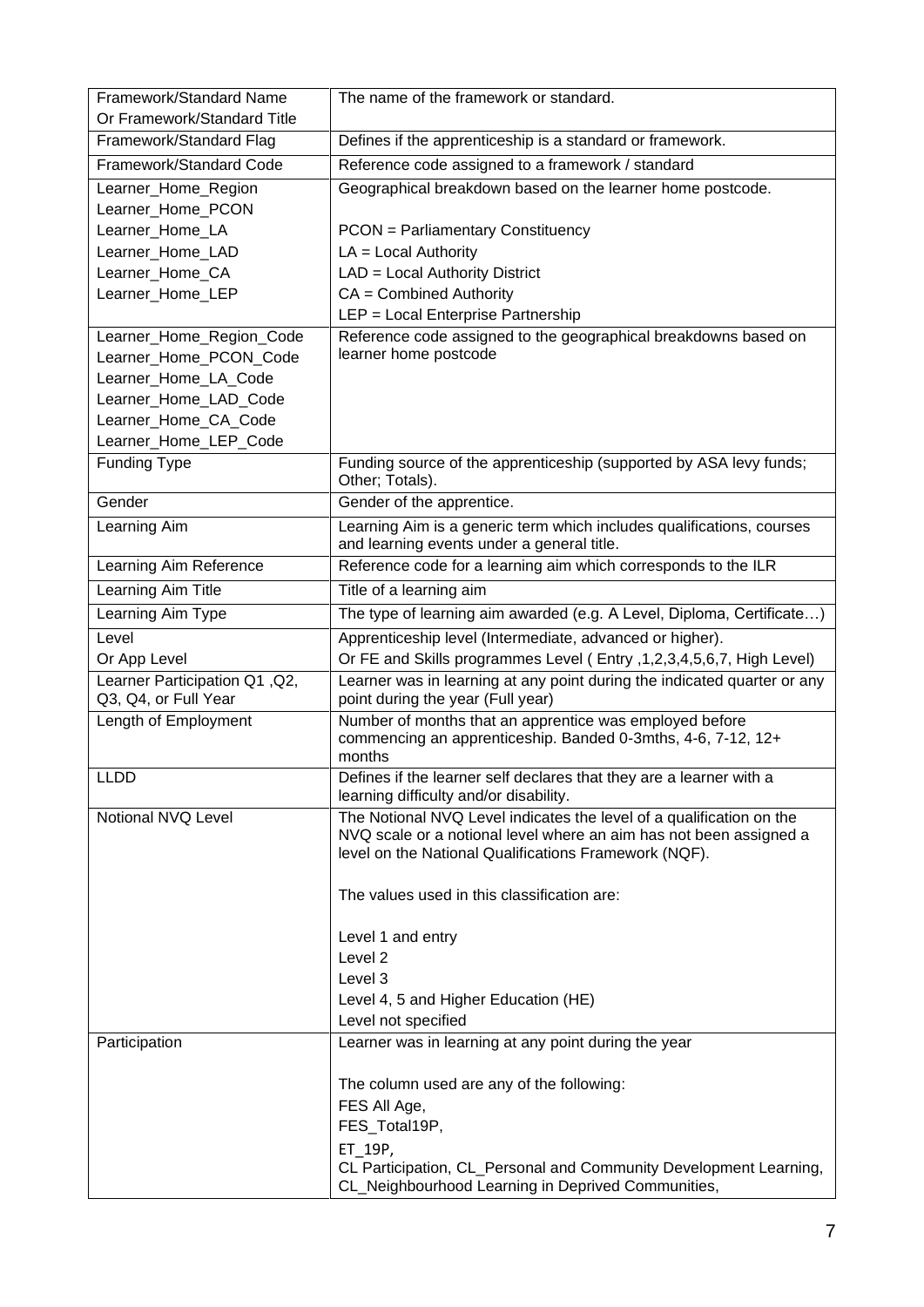| | |
|---|---|
| Framework/Standard Name<br>Or Framework/Standard Title | The name of the framework or standard. |
| Framework/Standard Flag | Defines if the apprenticeship is a standard or framework. |
| Framework/Standard Code | Reference code assigned to a framework / standard |
| Learner_Home_Region<br>Learner_Home_PCON<br>Learner_Home_LA<br>Learner_Home_LAD<br>Learner_Home_CA<br>Learner_Home_LEP | Geographical breakdown based on the learner home postcode.<br><br>PCON = Parliamentary Constituency<br>LA = Local Authority<br>LAD = Local Authority District<br>CA = Combined Authority<br>LEP = Local Enterprise Partnership |
| Learner_Home_Region_Code<br>Learner_Home_PCON_Code<br>Learner_Home_LA_Code<br>Learner_Home_LAD_Code<br>Learner_Home_CA_Code<br>Learner_Home_LEP_Code | Reference code assigned to the geographical breakdowns based on learner home postcode |
| Funding Type | Funding source of the apprenticeship (supported by ASA levy funds; Other; Totals). |
| Gender | Gender of the apprentice. |
| Learning Aim | Learning Aim is a generic term which includes qualifications, courses and learning events under a general title. |
| Learning Aim Reference | Reference code for a learning aim which corresponds to the ILR |
| Learning Aim Title | Title of a learning aim |
| Learning Aim Type | The type of learning aim awarded (e.g. A Level, Diploma, Certificate…) |
| Level<br>Or App Level | Apprenticeship level (Intermediate, advanced or higher).<br>Or FE and Skills programmes Level ( Entry ,1,2,3,4,5,6,7, High Level) |
| Learner Participation Q1 ,Q2, Q3, Q4, or Full Year | Learner was in learning at any point during the indicated quarter or any point during the year (Full year) |
| Length of Employment | Number of months that an apprentice was employed before commencing an apprenticeship. Banded 0-3mths, 4-6, 7-12, 12+ months |
| LLDD | Defines if the learner self declares that they are a learner with a learning difficulty and/or disability. |
| Notional NVQ Level | The Notional NVQ Level indicates the level of a qualification on the NVQ scale or a notional level where an aim has not been assigned a level on the National Qualifications Framework (NQF).<br><br>The values used in this classification are:<br><br>Level 1 and entry<br>Level 2<br>Level 3<br>Level 4, 5 and Higher Education (HE)<br>Level not specified |
| Participation | Learner was in learning at any point during the year<br><br>The column used are any of the following:<br>FES All Age,<br>FES_Total19P,<br>ET_19P,<br>CL Participation, CL_Personal and Community Development Learning, CL_Neighbourhood Learning in Deprived Communities, |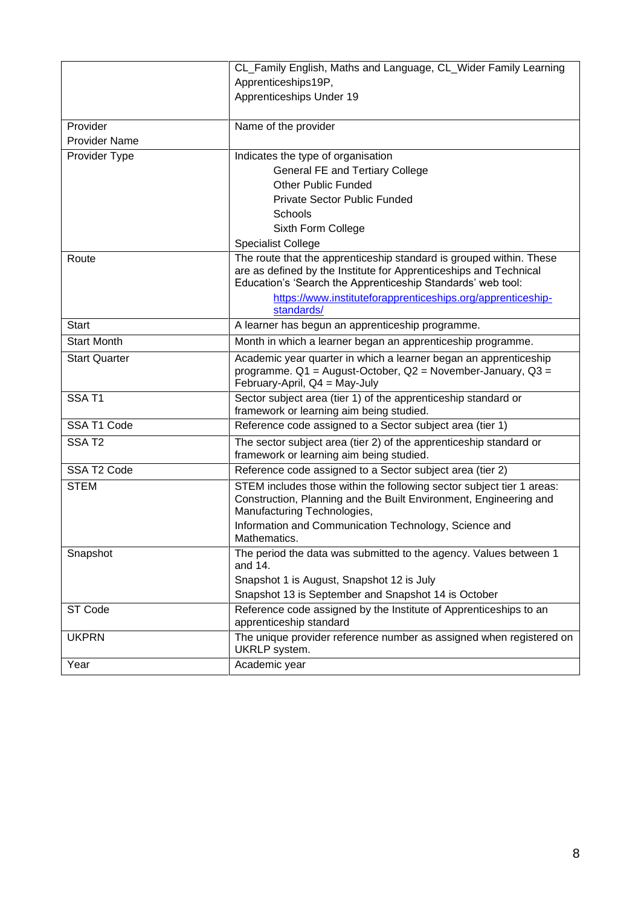| | |
|---|---|
| | CL_Family English, Maths and Language, CL_Wider Family Learning<br>Apprenticeships19P,<br>Apprenticeships Under 19 |
| Provider<br>Provider Name | Name of the provider |
| Provider Type | Indicates the type of organisation<br>General FE and Tertiary College<br>Other Public Funded<br>Private Sector Public Funded<br>Schools<br>Sixth Form College<br>Specialist College |
| Route | The route that the apprenticeship standard is grouped within. These are as defined by the Institute for Apprenticeships and Technical Education's 'Search the Apprenticeship Standards' web tool:<br>[https://www.instituteforapprenticeships.org/apprenticeship-standards/](https://www.instituteforapprenticeships.org/apprenticeship-standards/) |
| Start | A learner has begun an apprenticeship programme. |
| Start Month | Month in which a learner began an apprenticeship programme. |
| Start Quarter | Academic year quarter in which a learner began an apprenticeship programme. Q1 = August-October, Q2 = November-January, Q3 = February-April, Q4 = May-July |
| SSA T1 | Sector subject area (tier 1) of the apprenticeship standard or framework or learning aim being studied. |
| SSA T1 Code | Reference code assigned to a Sector subject area (tier 1) |
| SSA T2 | The sector subject area (tier 2) of the apprenticeship standard or framework or learning aim being studied. |
| SSA T2 Code | Reference code assigned to a Sector subject area (tier 2) |
| STEM | STEM includes those within the following sector subject tier 1 areas: Construction, Planning and the Built Environment, Engineering and Manufacturing Technologies,<br>Information and Communication Technology, Science and Mathematics. |
| Snapshot | The period the data was submitted to the agency. Values between 1 and 14.<br>Snapshot 1 is August, Snapshot 12 is July<br>Snapshot 13 is September and Snapshot 14 is October |
| ST Code | Reference code assigned by the Institute of Apprenticeships to an apprenticeship standard |
| UKPRN | The unique provider reference number as assigned when registered on UKRLP system. |
| Year | Academic year |